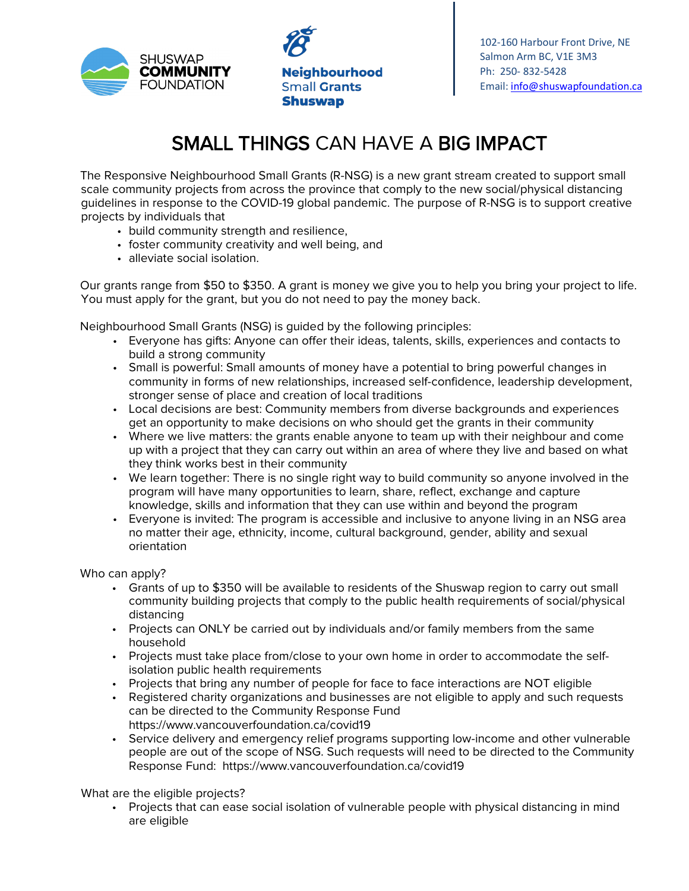SHUSWAP COMMUNITY FOUNDATION

Neighbourhood Small Grants Shuswap

102-160 Harbour Front Drive, NE
Salmon Arm BC, V1E 3M3
Ph: 250- 832-5428
Email: info@shuswapfoundation.ca

# SMALL THINGS CAN HAVE A BIG IMPACT

The Responsive Neighbourhood Small Grants (R-NSG) is a new grant stream created to support small scale community projects from across the province that comply to the new social/physical distancing guidelines in response to the COVID-19 global pandemic. The purpose of R-NSG is to support creative projects by individuals that

- build community strength and resilience,
- foster community creativity and well being, and
- alleviate social isolation.

Our grants range from $50 to $350. A grant is money we give you to help you bring your project to life. You must apply for the grant, but you do not need to pay the money back.

Neighbourhood Small Grants (NSG) is guided by the following principles:

- Everyone has gifts: Anyone can offer their ideas, talents, skills, experiences and contacts to build a strong community
- Small is powerful: Small amounts of money have a potential to bring powerful changes in community in forms of new relationships, increased self-confidence, leadership development, stronger sense of place and creation of local traditions
- Local decisions are best: Community members from diverse backgrounds and experiences get an opportunity to make decisions on who should get the grants in their community
- Where we live matters: the grants enable anyone to team up with their neighbour and come up with a project that they can carry out within an area of where they live and based on what they think works best in their community
- We learn together: There is no single right way to build community so anyone involved in the program will have many opportunities to learn, share, reflect, exchange and capture knowledge, skills and information that they can use within and beyond the program
- Everyone is invited: The program is accessible and inclusive to anyone living in an NSG area no matter their age, ethnicity, income, cultural background, gender, ability and sexual orientation

Who can apply?

- Grants of up to $350 will be available to residents of the Shuswap region to carry out small community building projects that comply to the public health requirements of social/physical distancing
- Projects can ONLY be carried out by individuals and/or family members from the same household
- Projects must take place from/close to your own home in order to accommodate the self-isolation public health requirements
- Projects that bring any number of people for face to face interactions are NOT eligible
- Registered charity organizations and businesses are not eligible to apply and such requests can be directed to the Community Response Fund https://www.vancouverfoundation.ca/covid19
- Service delivery and emergency relief programs supporting low-income and other vulnerable people are out of the scope of NSG. Such requests will need to be directed to the Community Response Fund: https://www.vancouverfoundation.ca/covid19

What are the eligible projects?

- Projects that can ease social isolation of vulnerable people with physical distancing in mind are eligible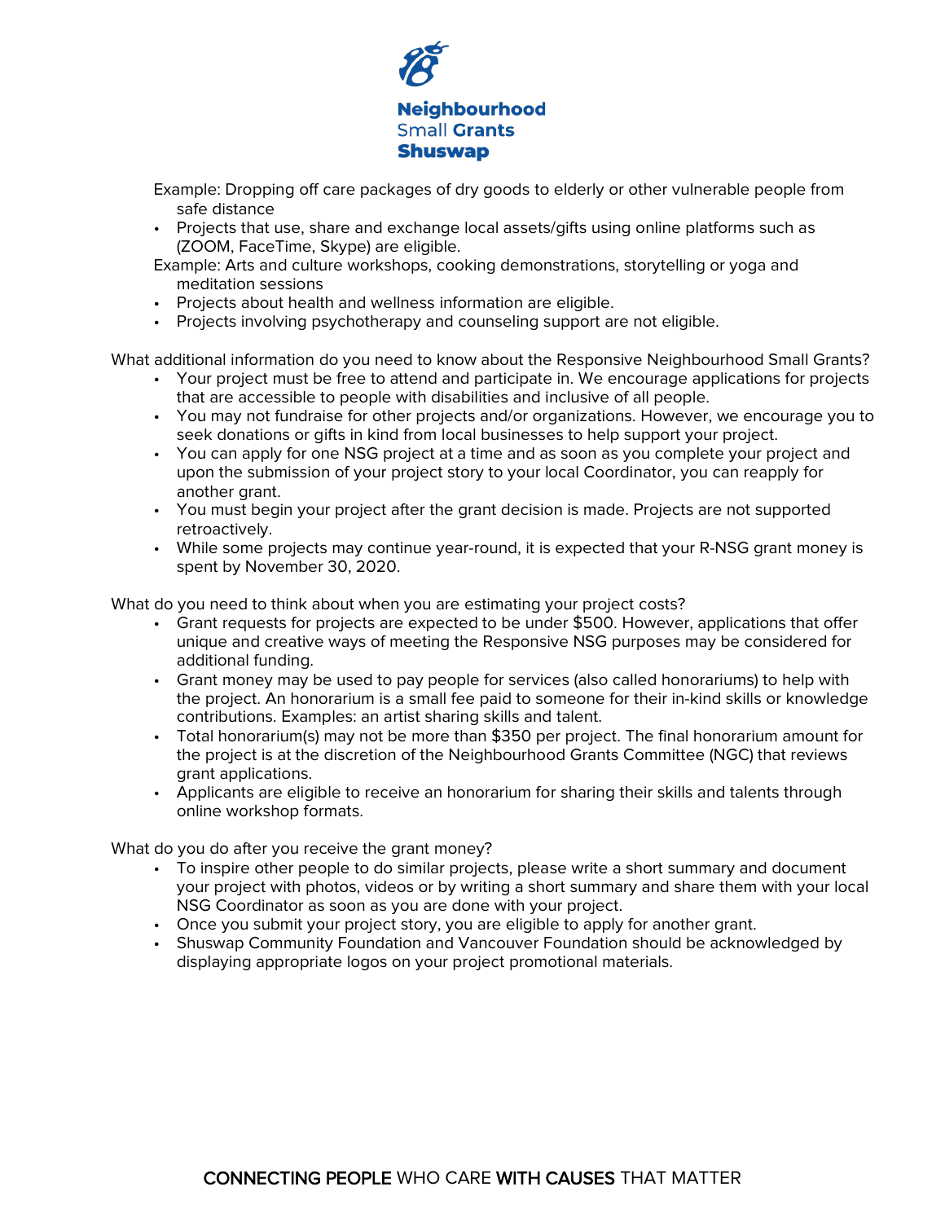Example: Dropping off care packages of dry goods to elderly or other vulnerable people from safe distance

- Projects that use, share and exchange local assets/gifts using online platforms such as (ZOOM, FaceTime, Skype) are eligible.

Example: Arts and culture workshops, cooking demonstrations, storytelling or yoga and meditation sessions

- Projects about health and wellness information are eligible.
- Projects involving psychotherapy and counseling support are not eligible.

What additional information do you need to know about the Responsive Neighbourhood Small Grants?

- Your project must be free to attend and participate in. We encourage applications for projects that are accessible to people with disabilities and inclusive of all people.
- You may not fundraise for other projects and/or organizations. However, we encourage you to seek donations or gifts in kind from local businesses to help support your project.
- You can apply for one NSG project at a time and as soon as you complete your project and upon the submission of your project story to your local Coordinator, you can reapply for another grant.
- You must begin your project after the grant decision is made. Projects are not supported retroactively.
- While some projects may continue year-round, it is expected that your R-NSG grant money is spent by November 30, 2020.

What do you need to think about when you are estimating your project costs?

- Grant requests for projects are expected to be under $500. However, applications that offer unique and creative ways of meeting the Responsive NSG purposes may be considered for additional funding.
- Grant money may be used to pay people for services (also called honorariums) to help with the project. An honorarium is a small fee paid to someone for their in-kind skills or knowledge contributions. Examples: an artist sharing skills and talent.
- Total honorarium(s) may not be more than $350 per project. The final honorarium amount for the project is at the discretion of the Neighbourhood Grants Committee (NGC) that reviews grant applications.
- Applicants are eligible to receive an honorarium for sharing their skills and talents through online workshop formats.

What do you do after you receive the grant money?

- To inspire other people to do similar projects, please write a short summary and document your project with photos, videos or by writing a short summary and share them with your local NSG Coordinator as soon as you are done with your project.
- Once you submit your project story, you are eligible to apply for another grant.
- Shuswap Community Foundation and Vancouver Foundation should be acknowledged by displaying appropriate logos on your project promotional materials.